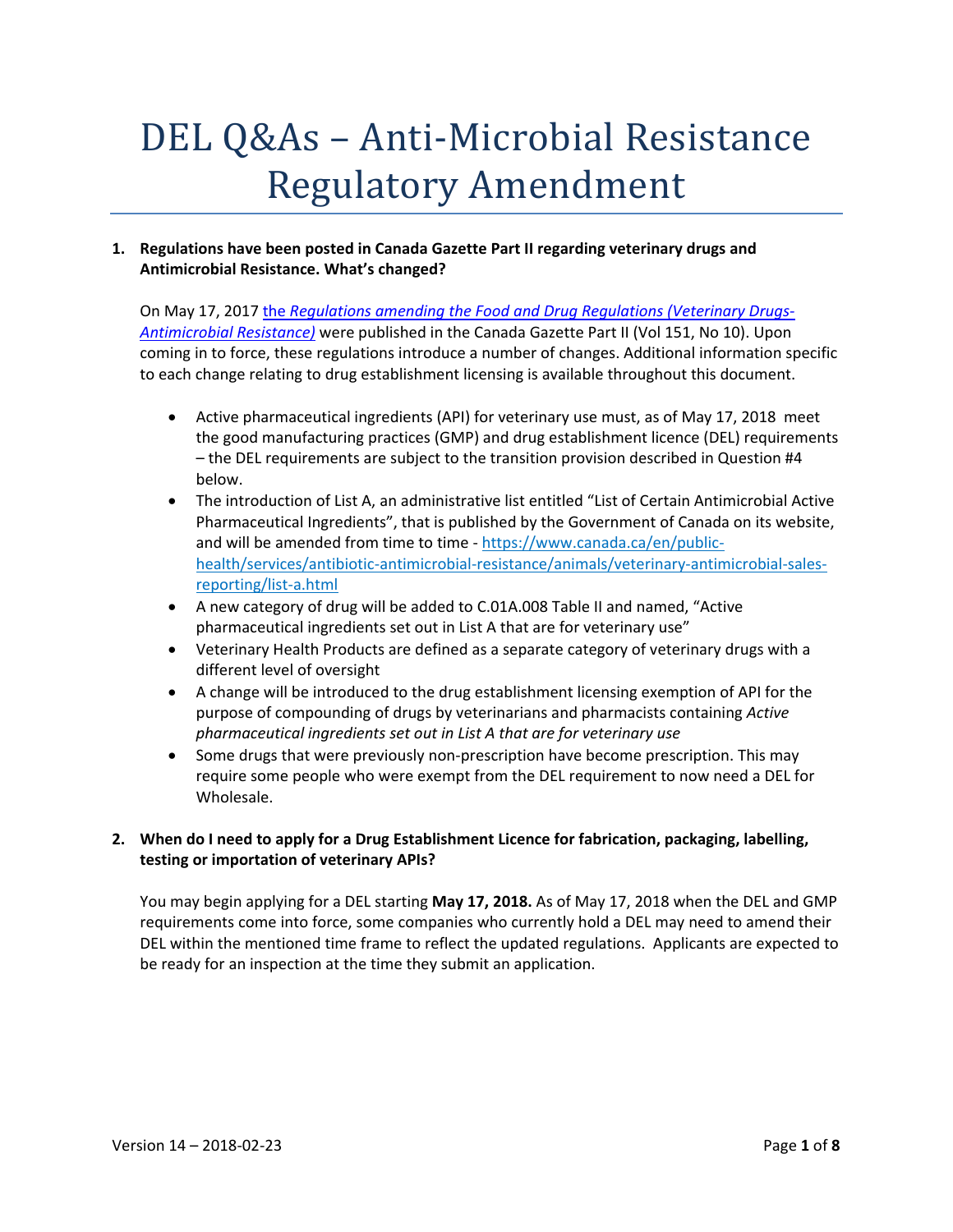# DEL Q&As – Anti-Microbial Resistance Regulatory Amendment

**1. Regulations have been posted in Canada Gazette Part II regarding veterinary drugs and Antimicrobial Resistance. What's changed?**

On May 17, 2017 [the *Regulations amending the Food and Drug Regulations (Veterinary Drugs-Antimicrobial Resistance)*]() were published in the Canada Gazette Part II (Vol 151, No 10). Upon coming in to force, these regulations introduce a number of changes. Additional information specific to each change relating to drug establishment licensing is available throughout this document.

- Active pharmaceutical ingredients (API) for veterinary use must, as of May 17, 2018 meet the good manufacturing practices (GMP) and drug establishment licence (DEL) requirements – the DEL requirements are subject to the transition provision described in Question #4 below.
- The introduction of List A, an administrative list entitled "List of Certain Antimicrobial Active Pharmaceutical Ingredients", that is published by the Government of Canada on its website, and will be amended from time to time - https://www.canada.ca/en/public-health/services/antibiotic-antimicrobial-resistance/animals/veterinary-antimicrobial-sales-reporting/list-a.html
- A new category of drug will be added to C.01A.008 Table II and named, "Active pharmaceutical ingredients set out in List A that are for veterinary use"
- Veterinary Health Products are defined as a separate category of veterinary drugs with a different level of oversight
- A change will be introduced to the drug establishment licensing exemption of API for the purpose of compounding of drugs by veterinarians and pharmacists containing *Active pharmaceutical ingredients set out in List A that are for veterinary use*
- Some drugs that were previously non-prescription have become prescription. This may require some people who were exempt from the DEL requirement to now need a DEL for Wholesale.

**2. When do I need to apply for a Drug Establishment Licence for fabrication, packaging, labelling, testing or importation of veterinary APIs?**

You may begin applying for a DEL starting **May 17, 2018.** As of May 17, 2018 when the DEL and GMP requirements come into force, some companies who currently hold a DEL may need to amend their DEL within the mentioned time frame to reflect the updated regulations. Applicants are expected to be ready for an inspection at the time they submit an application.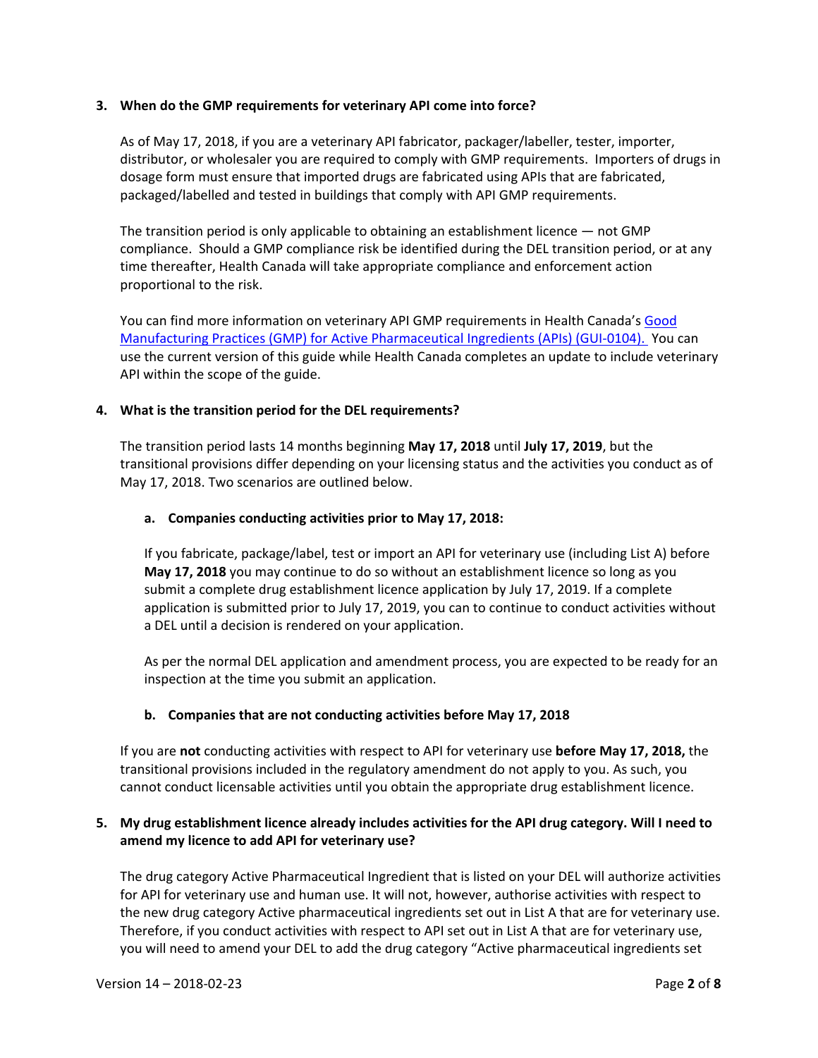### 3. When do the GMP requirements for veterinary API come into force?

As of May 17, 2018, if you are a veterinary API fabricator, packager/labeller, tester, importer, distributor, or wholesaler you are required to comply with GMP requirements. Importers of drugs in dosage form must ensure that imported drugs are fabricated using APIs that are fabricated, packaged/labelled and tested in buildings that comply with API GMP requirements.

The transition period is only applicable to obtaining an establishment licence — not GMP compliance. Should a GMP compliance risk be identified during the DEL transition period, or at any time thereafter, Health Canada will take appropriate compliance and enforcement action proportional to the risk.

You can find more information on veterinary API GMP requirements in Health Canada's Good Manufacturing Practices (GMP) for Active Pharmaceutical Ingredients (APIs) (GUI-0104). You can use the current version of this guide while Health Canada completes an update to include veterinary API within the scope of the guide.

### 4. What is the transition period for the DEL requirements?

The transition period lasts 14 months beginning **May 17, 2018** until **July 17, 2019**, but the transitional provisions differ depending on your licensing status and the activities you conduct as of May 17, 2018. Two scenarios are outlined below.

#### a. Companies conducting activities prior to May 17, 2018:

If you fabricate, package/label, test or import an API for veterinary use (including List A) before **May 17, 2018** you may continue to do so without an establishment licence so long as you submit a complete drug establishment licence application by July 17, 2019. If a complete application is submitted prior to July 17, 2019, you can to continue to conduct activities without a DEL until a decision is rendered on your application.

As per the normal DEL application and amendment process, you are expected to be ready for an inspection at the time you submit an application.

#### b. Companies that are not conducting activities before May 17, 2018

If you are **not** conducting activities with respect to API for veterinary use **before May 17, 2018,** the transitional provisions included in the regulatory amendment do not apply to you. As such, you cannot conduct licensable activities until you obtain the appropriate drug establishment licence.

### 5. My drug establishment licence already includes activities for the API drug category. Will I need to amend my licence to add API for veterinary use?

The drug category Active Pharmaceutical Ingredient that is listed on your DEL will authorize activities for API for veterinary use and human use. It will not, however, authorise activities with respect to the new drug category Active pharmaceutical ingredients set out in List A that are for veterinary use. Therefore, if you conduct activities with respect to API set out in List A that are for veterinary use, you will need to amend your DEL to add the drug category "Active pharmaceutical ingredients set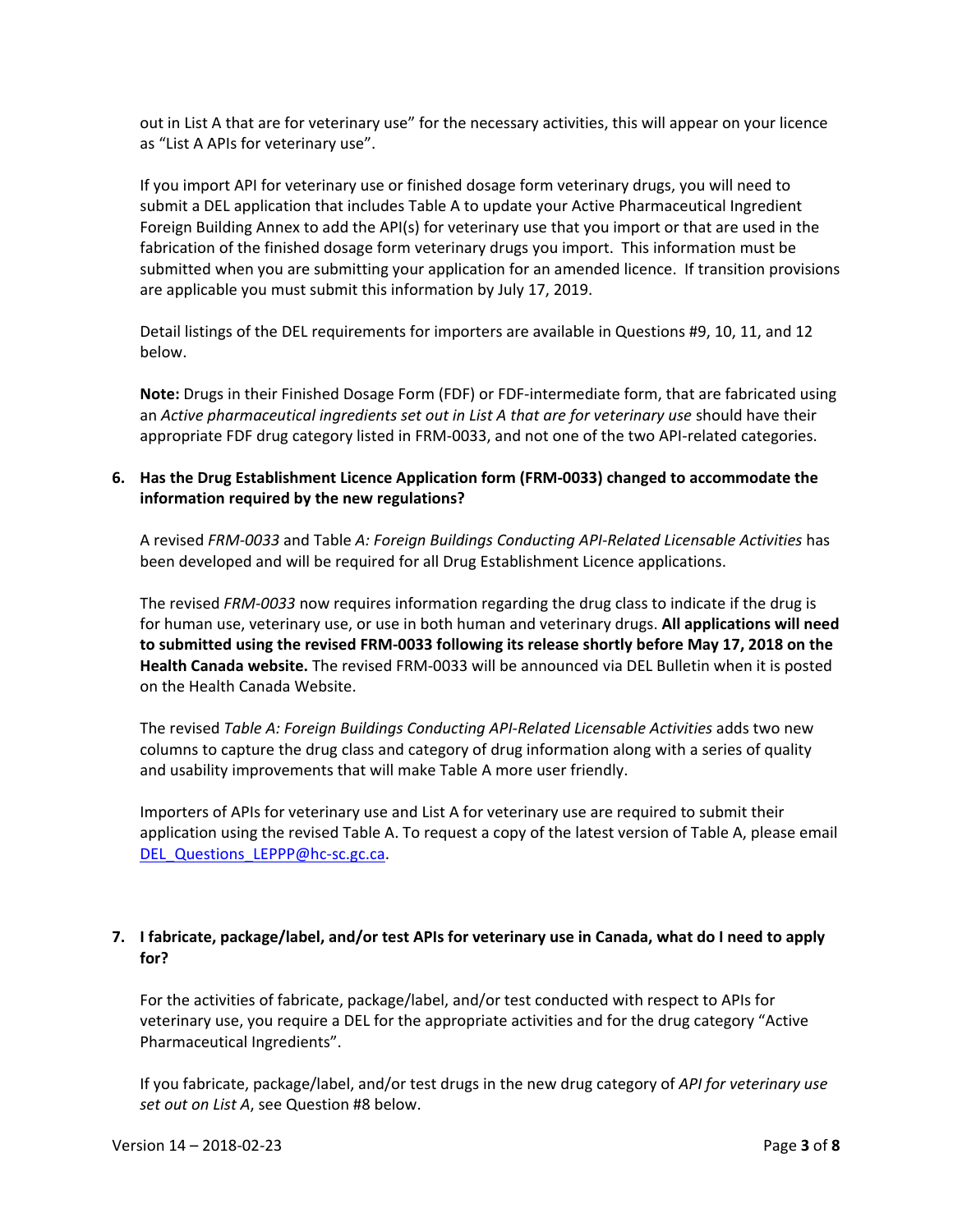out in List A that are for veterinary use" for the necessary activities, this will appear on your licence as "List A APIs for veterinary use".

If you import API for veterinary use or finished dosage form veterinary drugs, you will need to submit a DEL application that includes Table A to update your Active Pharmaceutical Ingredient Foreign Building Annex to add the API(s) for veterinary use that you import or that are used in the fabrication of the finished dosage form veterinary drugs you import. This information must be submitted when you are submitting your application for an amended licence. If transition provisions are applicable you must submit this information by July 17, 2019.

Detail listings of the DEL requirements for importers are available in Questions #9, 10, 11, and 12 below.

**Note:** Drugs in their Finished Dosage Form (FDF) or FDF-intermediate form, that are fabricated using an *Active pharmaceutical ingredients set out in List A that are for veterinary use* should have their appropriate FDF drug category listed in FRM-0033, and not one of the two API-related categories.

**6. Has the Drug Establishment Licence Application form (FRM-0033) changed to accommodate the information required by the new regulations?**

A revised *FRM-0033* and Table *A: Foreign Buildings Conducting API-Related Licensable Activities* has been developed and will be required for all Drug Establishment Licence applications.

The revised *FRM-0033* now requires information regarding the drug class to indicate if the drug is for human use, veterinary use, or use in both human and veterinary drugs. **All applications will need to submitted using the revised FRM-0033 following its release shortly before May 17, 2018 on the Health Canada website.** The revised FRM-0033 will be announced via DEL Bulletin when it is posted on the Health Canada Website.

The revised *Table A: Foreign Buildings Conducting API-Related Licensable Activities* adds two new columns to capture the drug class and category of drug information along with a series of quality and usability improvements that will make Table A more user friendly.

Importers of APIs for veterinary use and List A for veterinary use are required to submit their application using the revised Table A. To request a copy of the latest version of Table A, please email DEL_Questions_LEPPP@hc-sc.gc.ca.

**7. I fabricate, package/label, and/or test APIs for veterinary use in Canada, what do I need to apply for?**

For the activities of fabricate, package/label, and/or test conducted with respect to APIs for veterinary use, you require a DEL for the appropriate activities and for the drug category "Active Pharmaceutical Ingredients".

If you fabricate, package/label, and/or test drugs in the new drug category of *API for veterinary use set out on List A*, see Question #8 below.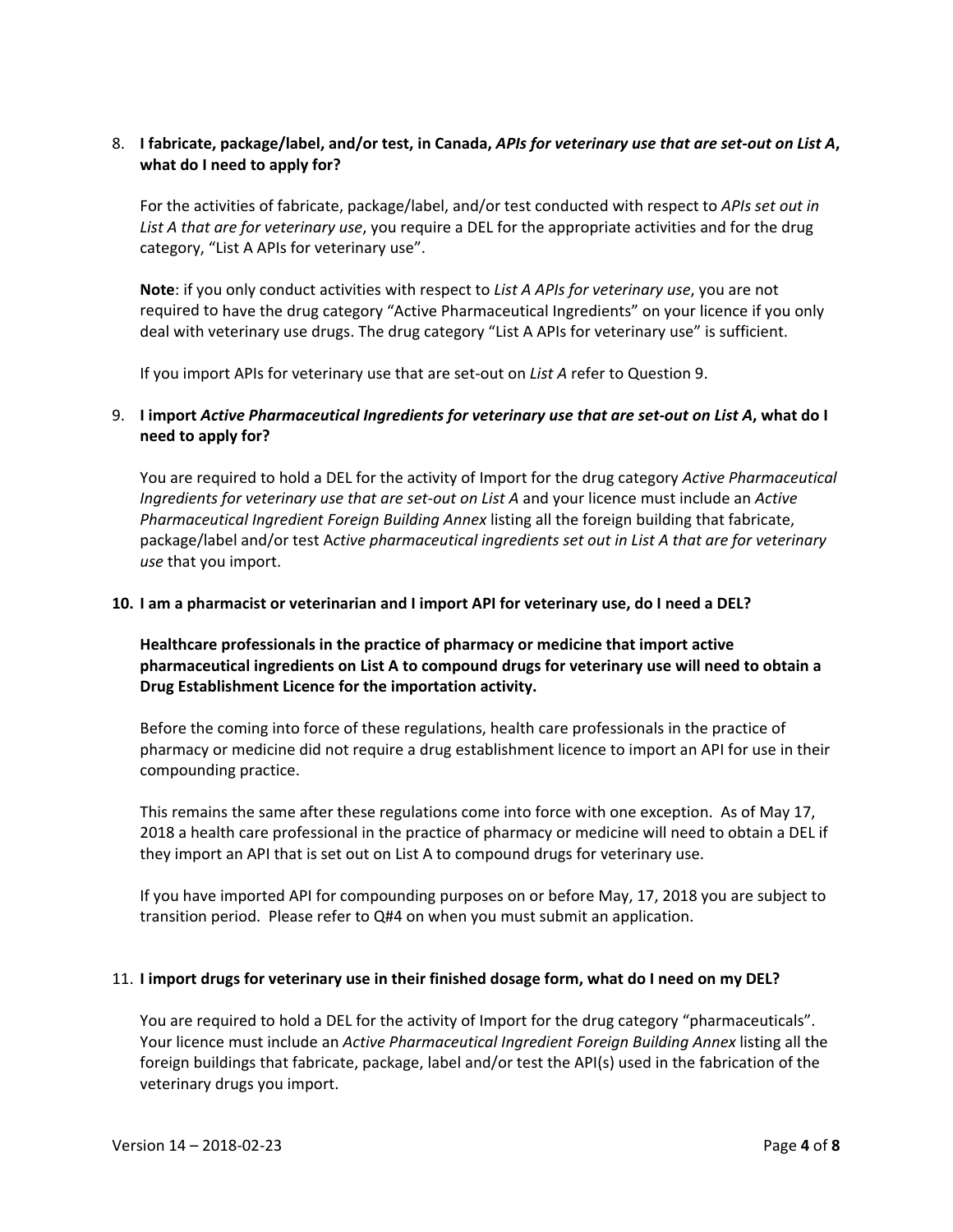8. **I fabricate, package/label, and/or test, in Canada, *APIs for veterinary use that are set-out on List A*, what do I need to apply for?**

   For the activities of fabricate, package/label, and/or test conducted with respect to *APIs set out in List A that are for veterinary use*, you require a DEL for the appropriate activities and for the drug category, "List A APIs for veterinary use".

   **Note**: if you only conduct activities with respect to *List A APIs for veterinary use*, you are not required to have the drug category "Active Pharmaceutical Ingredients" on your licence if you only deal with veterinary use drugs. The drug category "List A APIs for veterinary use" is sufficient.

   If you import APIs for veterinary use that are set-out on *List A* refer to Question 9.

9. **I import *Active Pharmaceutical Ingredients for veterinary use that are set-out on List A*, what do I need to apply for?**

   You are required to hold a DEL for the activity of Import for the drug category *Active Pharmaceutical Ingredients for veterinary use that are set-out on List A* and your licence must include an *Active Pharmaceutical Ingredient Foreign Building Annex* listing all the foreign building that fabricate, package/label and/or test A*ctive pharmaceutical ingredients set out in List A that are for veterinary use* that you import.

10. **I am a pharmacist or veterinarian and I import API for veterinary use, do I need a DEL?**

    **Healthcare professionals in the practice of pharmacy or medicine that import active pharmaceutical ingredients on List A to compound drugs for veterinary use will need to obtain a Drug Establishment Licence for the importation activity.**

    Before the coming into force of these regulations, health care professionals in the practice of pharmacy or medicine did not require a drug establishment licence to import an API for use in their compounding practice.

    This remains the same after these regulations come into force with one exception. As of May 17, 2018 a health care professional in the practice of pharmacy or medicine will need to obtain a DEL if they import an API that is set out on List A to compound drugs for veterinary use.

    If you have imported API for compounding purposes on or before May, 17, 2018 you are subject to transition period. Please refer to Q#4 on when you must submit an application.

11. **I import drugs for veterinary use in their finished dosage form, what do I need on my DEL?**

    You are required to hold a DEL for the activity of Import for the drug category "pharmaceuticals". Your licence must include an *Active Pharmaceutical Ingredient Foreign Building Annex* listing all the foreign buildings that fabricate, package, label and/or test the API(s) used in the fabrication of the veterinary drugs you import.

Version 14 – 2018-02-23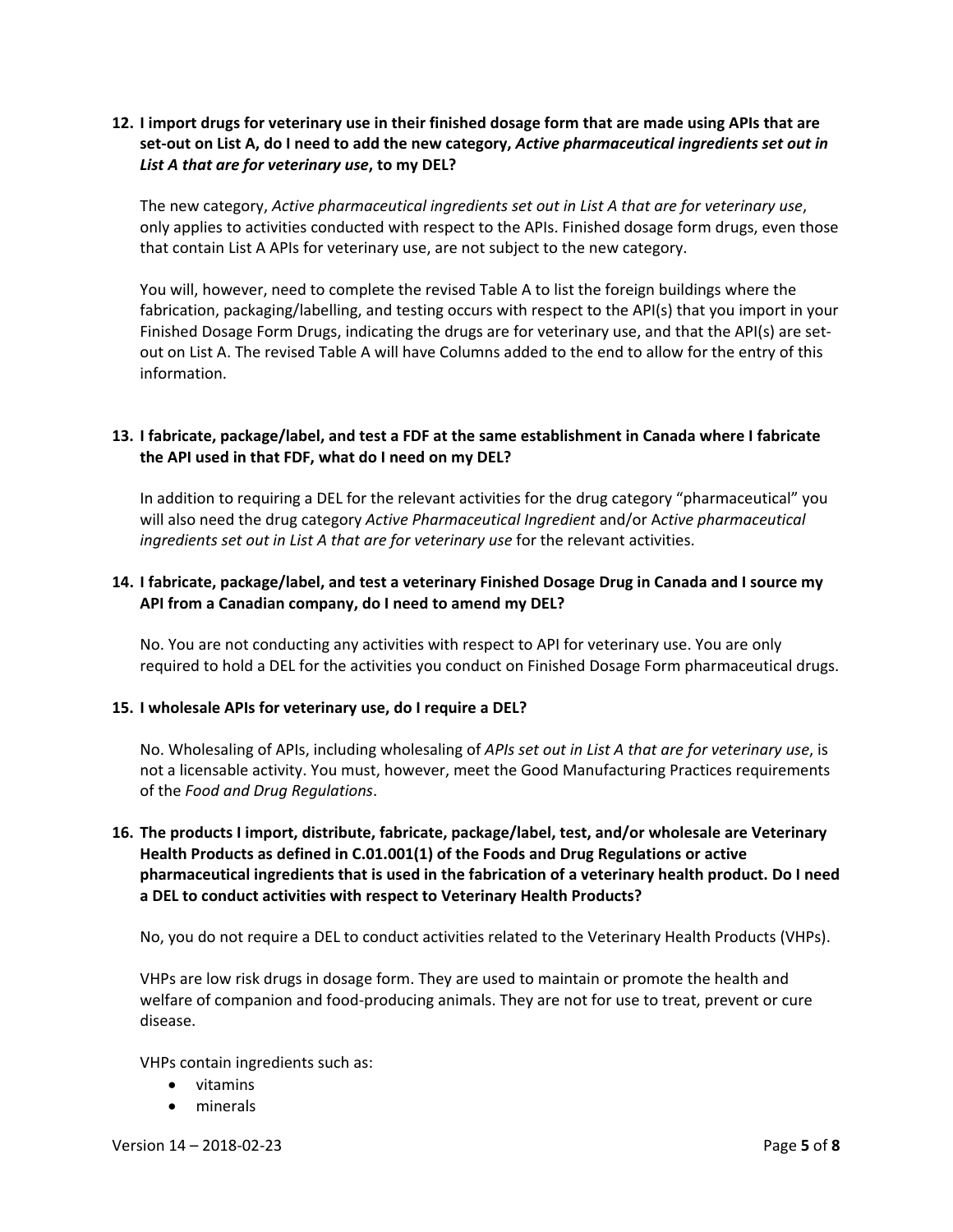**12. I import drugs for veterinary use in their finished dosage form that are made using APIs that are set-out on List A, do I need to add the new category, *Active pharmaceutical ingredients set out in List A that are for veterinary use*, to my DEL?**

The new category, *Active pharmaceutical ingredients set out in List A that are for veterinary use*, only applies to activities conducted with respect to the APIs. Finished dosage form drugs, even those that contain List A APIs for veterinary use, are not subject to the new category.

You will, however, need to complete the revised Table A to list the foreign buildings where the fabrication, packaging/labelling, and testing occurs with respect to the API(s) that you import in your Finished Dosage Form Drugs, indicating the drugs are for veterinary use, and that the API(s) are set-out on List A. The revised Table A will have Columns added to the end to allow for the entry of this information.

**13. I fabricate, package/label, and test a FDF at the same establishment in Canada where I fabricate the API used in that FDF, what do I need on my DEL?**

In addition to requiring a DEL for the relevant activities for the drug category "pharmaceutical" you will also need the drug category *Active Pharmaceutical Ingredient* and/or A*ctive pharmaceutical ingredients set out in List A that are for veterinary use* for the relevant activities.

**14. I fabricate, package/label, and test a veterinary Finished Dosage Drug in Canada and I source my API from a Canadian company, do I need to amend my DEL?**

No. You are not conducting any activities with respect to API for veterinary use. You are only required to hold a DEL for the activities you conduct on Finished Dosage Form pharmaceutical drugs.

**15. I wholesale APIs for veterinary use, do I require a DEL?**

No. Wholesaling of APIs, including wholesaling of *APIs set out in List A that are for veterinary use*, is not a licensable activity. You must, however, meet the Good Manufacturing Practices requirements of the *Food and Drug Regulations*.

**16. The products I import, distribute, fabricate, package/label, test, and/or wholesale are Veterinary Health Products as defined in C.01.001(1) of the Foods and Drug Regulations or active pharmaceutical ingredients that is used in the fabrication of a veterinary health product. Do I need a DEL to conduct activities with respect to Veterinary Health Products?**

No, you do not require a DEL to conduct activities related to the Veterinary Health Products (VHPs).

VHPs are low risk drugs in dosage form. They are used to maintain or promote the health and welfare of companion and food-producing animals. They are not for use to treat, prevent or cure disease.

VHPs contain ingredients such as:

- vitamins
- minerals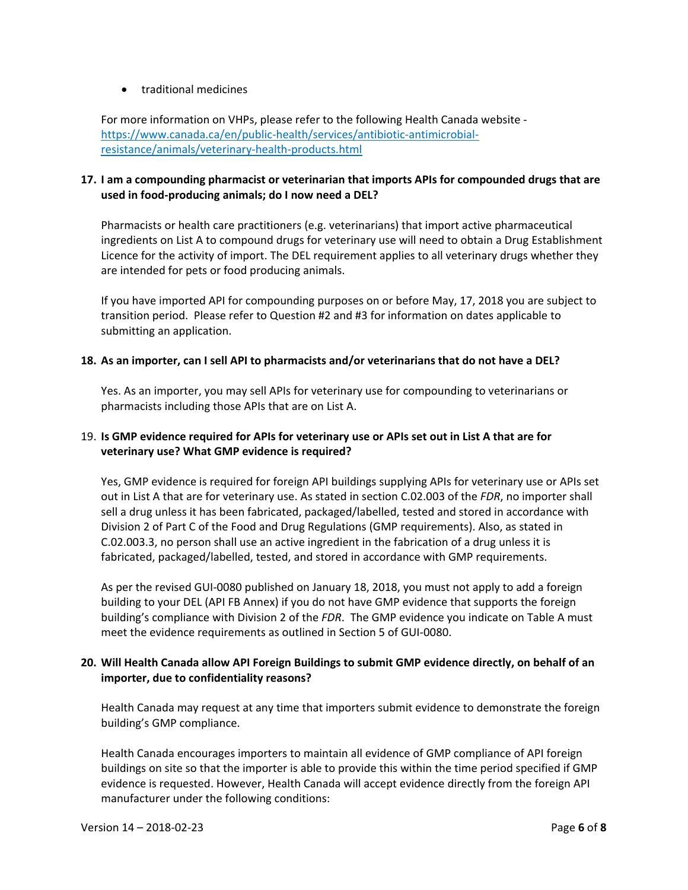- traditional medicines

For more information on VHPs, please refer to the following Health Canada website - [https://www.canada.ca/en/public-health/services/antibiotic-antimicrobial-resistance/animals/veterinary-health-products.html](https://www.canada.ca/en/public-health/services/antibiotic-antimicrobial-resistance/animals/veterinary-health-products.html)

**17. I am a compounding pharmacist or veterinarian that imports APIs for compounded drugs that are used in food-producing animals; do I now need a DEL?**

Pharmacists or health care practitioners (e.g. veterinarians) that import active pharmaceutical ingredients on List A to compound drugs for veterinary use will need to obtain a Drug Establishment Licence for the activity of import. The DEL requirement applies to all veterinary drugs whether they are intended for pets or food producing animals.

If you have imported API for compounding purposes on or before May, 17, 2018 you are subject to transition period. Please refer to Question #2 and #3 for information on dates applicable to submitting an application.

**18. As an importer, can I sell API to pharmacists and/or veterinarians that do not have a DEL?**

Yes. As an importer, you may sell APIs for veterinary use for compounding to veterinarians or pharmacists including those APIs that are on List A.

19. **Is GMP evidence required for APIs for veterinary use or APIs set out in List A that are for veterinary use? What GMP evidence is required?**

Yes, GMP evidence is required for foreign API buildings supplying APIs for veterinary use or APIs set out in List A that are for veterinary use. As stated in section C.02.003 of the *FDR*, no importer shall sell a drug unless it has been fabricated, packaged/labelled, tested and stored in accordance with Division 2 of Part C of the Food and Drug Regulations (GMP requirements). Also, as stated in C.02.003.3, no person shall use an active ingredient in the fabrication of a drug unless it is fabricated, packaged/labelled, tested, and stored in accordance with GMP requirements.

As per the revised GUI-0080 published on January 18, 2018, you must not apply to add a foreign building to your DEL (API FB Annex) if you do not have GMP evidence that supports the foreign building's compliance with Division 2 of the *FDR*. The GMP evidence you indicate on Table A must meet the evidence requirements as outlined in Section 5 of GUI-0080.

**20. Will Health Canada allow API Foreign Buildings to submit GMP evidence directly, on behalf of an importer, due to confidentiality reasons?**

Health Canada may request at any time that importers submit evidence to demonstrate the foreign building's GMP compliance.

Health Canada encourages importers to maintain all evidence of GMP compliance of API foreign buildings on site so that the importer is able to provide this within the time period specified if GMP evidence is requested. However, Health Canada will accept evidence directly from the foreign API manufacturer under the following conditions: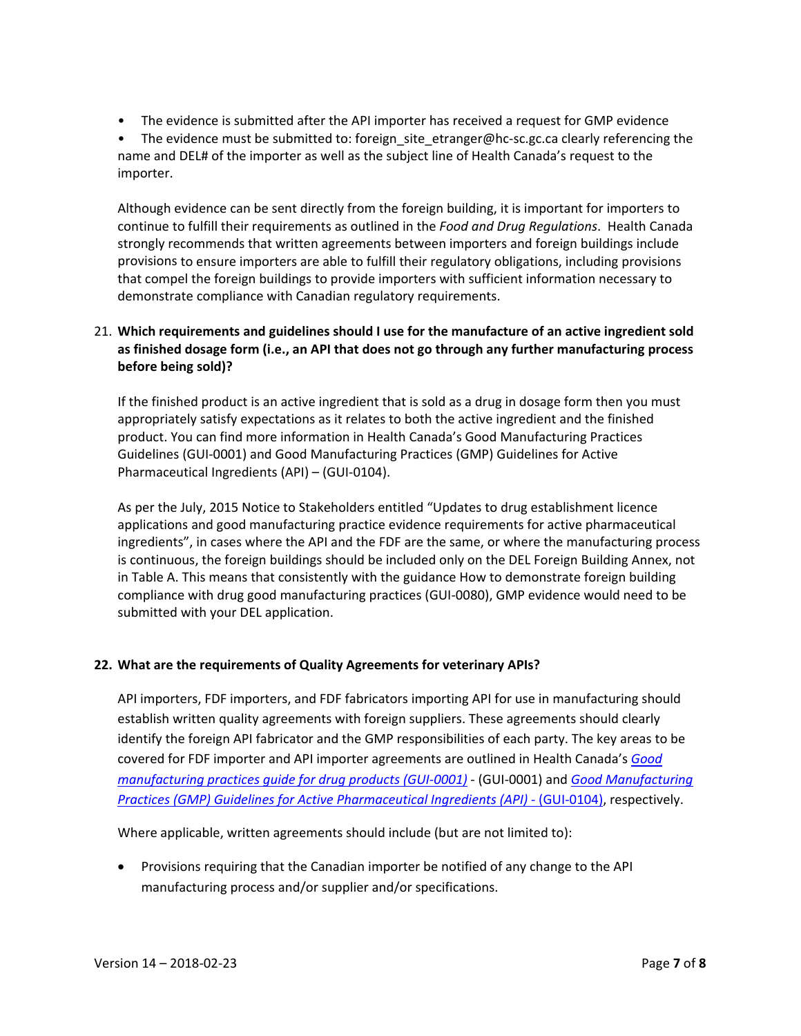- The evidence is submitted after the API importer has received a request for GMP evidence
- The evidence must be submitted to: foreign_site_etranger@hc-sc.gc.ca clearly referencing the name and DEL# of the importer as well as the subject line of Health Canada's request to the importer.

Although evidence can be sent directly from the foreign building, it is important for importers to continue to fulfill their requirements as outlined in the *Food and Drug Regulations*. Health Canada strongly recommends that written agreements between importers and foreign buildings include provisions to ensure importers are able to fulfill their regulatory obligations, including provisions that compel the foreign buildings to provide importers with sufficient information necessary to demonstrate compliance with Canadian regulatory requirements.

21. **Which requirements and guidelines should I use for the manufacture of an active ingredient sold as finished dosage form (i.e., an API that does not go through any further manufacturing process before being sold)?**

If the finished product is an active ingredient that is sold as a drug in dosage form then you must appropriately satisfy expectations as it relates to both the active ingredient and the finished product. You can find more information in Health Canada's Good Manufacturing Practices Guidelines (GUI-0001) and Good Manufacturing Practices (GMP) Guidelines for Active Pharmaceutical Ingredients (API) – (GUI-0104).

As per the July, 2015 Notice to Stakeholders entitled "Updates to drug establishment licence applications and good manufacturing practice evidence requirements for active pharmaceutical ingredients", in cases where the API and the FDF are the same, or where the manufacturing process is continuous, the foreign buildings should be included only on the DEL Foreign Building Annex, not in Table A. This means that consistently with the guidance How to demonstrate foreign building compliance with drug good manufacturing practices (GUI-0080), GMP evidence would need to be submitted with your DEL application.

### 22. What are the requirements of Quality Agreements for veterinary APIs?

API importers, FDF importers, and FDF fabricators importing API for use in manufacturing should establish written quality agreements with foreign suppliers. These agreements should clearly identify the foreign API fabricator and the GMP responsibilities of each party. The key areas to be covered for FDF importer and API importer agreements are outlined in Health Canada's *Good manufacturing practices guide for drug products (GUI-0001)* - (GUI-0001) and *Good Manufacturing Practices (GMP) Guidelines for Active Pharmaceutical Ingredients (API) -* (GUI-0104), respectively.

Where applicable, written agreements should include (but are not limited to):

- Provisions requiring that the Canadian importer be notified of any change to the API manufacturing process and/or supplier and/or specifications.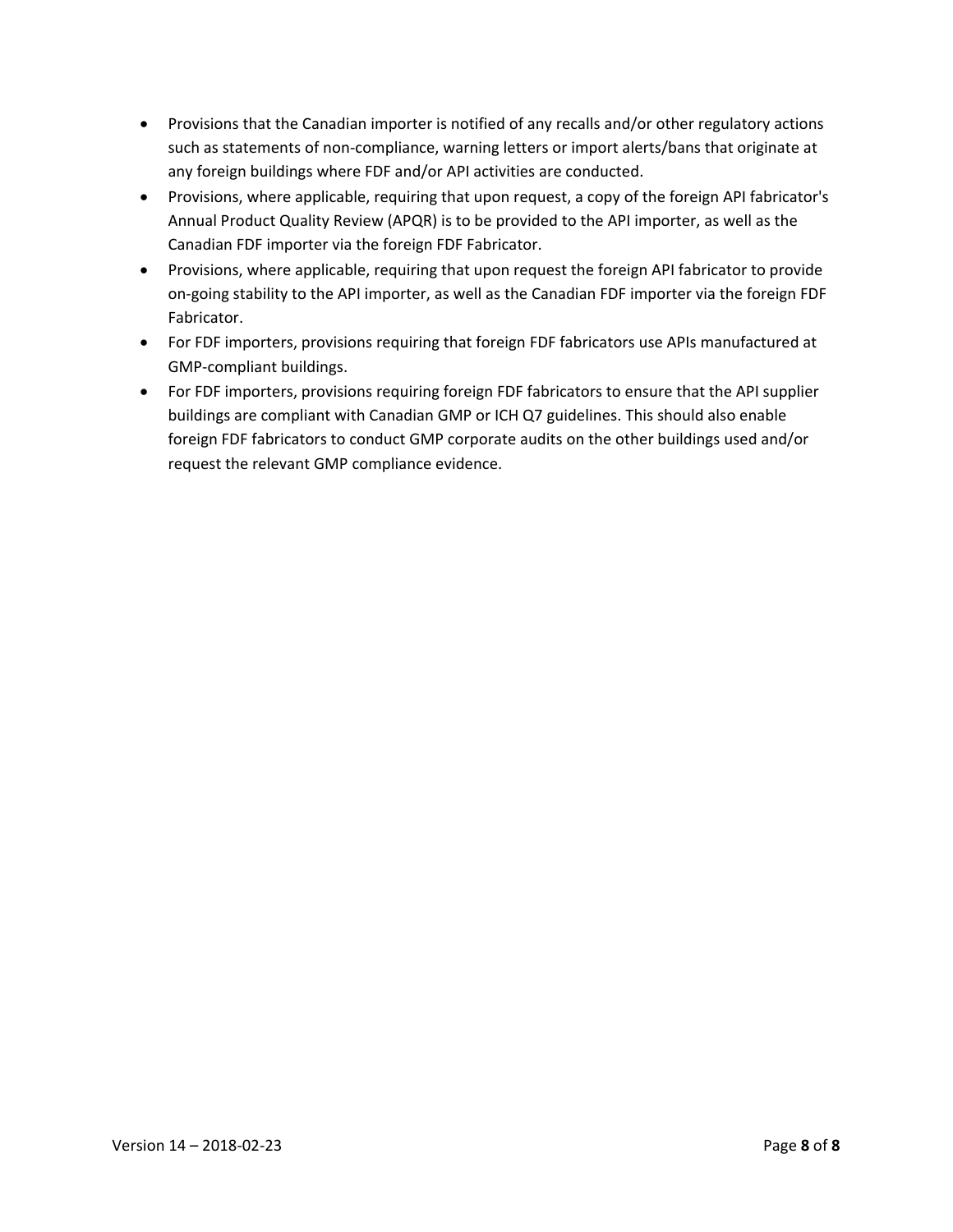- Provisions that the Canadian importer is notified of any recalls and/or other regulatory actions such as statements of non-compliance, warning letters or import alerts/bans that originate at any foreign buildings where FDF and/or API activities are conducted.
- Provisions, where applicable, requiring that upon request, a copy of the foreign API fabricator's Annual Product Quality Review (APQR) is to be provided to the API importer, as well as the Canadian FDF importer via the foreign FDF Fabricator.
- Provisions, where applicable, requiring that upon request the foreign API fabricator to provide on-going stability to the API importer, as well as the Canadian FDF importer via the foreign FDF Fabricator.
- For FDF importers, provisions requiring that foreign FDF fabricators use APIs manufactured at GMP-compliant buildings.
- For FDF importers, provisions requiring foreign FDF fabricators to ensure that the API supplier buildings are compliant with Canadian GMP or ICH Q7 guidelines. This should also enable foreign FDF fabricators to conduct GMP corporate audits on the other buildings used and/or request the relevant GMP compliance evidence.